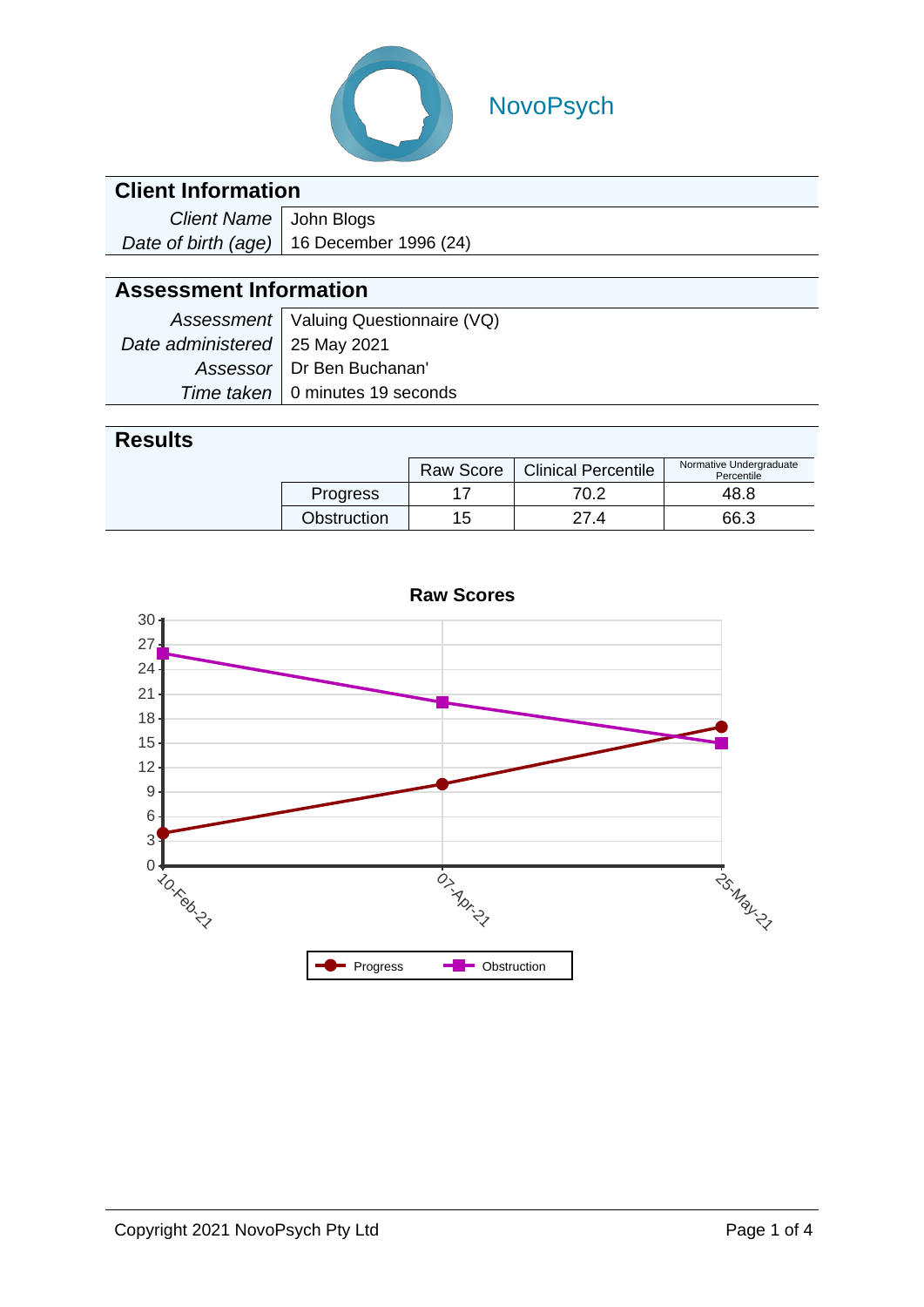NovoPsych

## Client Information

| | |
|---|---|
| *Client Name* | John Blogs |
| *Date of birth (age)* | 16 December 1996 (24) |

## Assessment Information

| | |
|---|---|
| *Assessment* | Valuing Questionnaire (VQ) |
| *Date administered* | 25 May 2021 |
| *Assessor* | Dr Ben Buchanan' |
| *Time taken* | 0 minutes 19 seconds |

## Results

| | Raw Score | Clinical Percentile | Normative Undergraduate Percentile |
|---|---|---|---|
| Progress | 17 | 70.2 | 48.8 |
| Obstruction | 15 | 27.4 | 66.3 |

**Raw Scores**

| Date | Progress | Obstruction |
|---|---|---|
| 10-Feb-21 | 4 | 26 |
| 07-Apr-21 | 10 | 20 |
| 25-May-21 | 17 | 15 |

Copyright 2021 NovoPsych Pty Ltd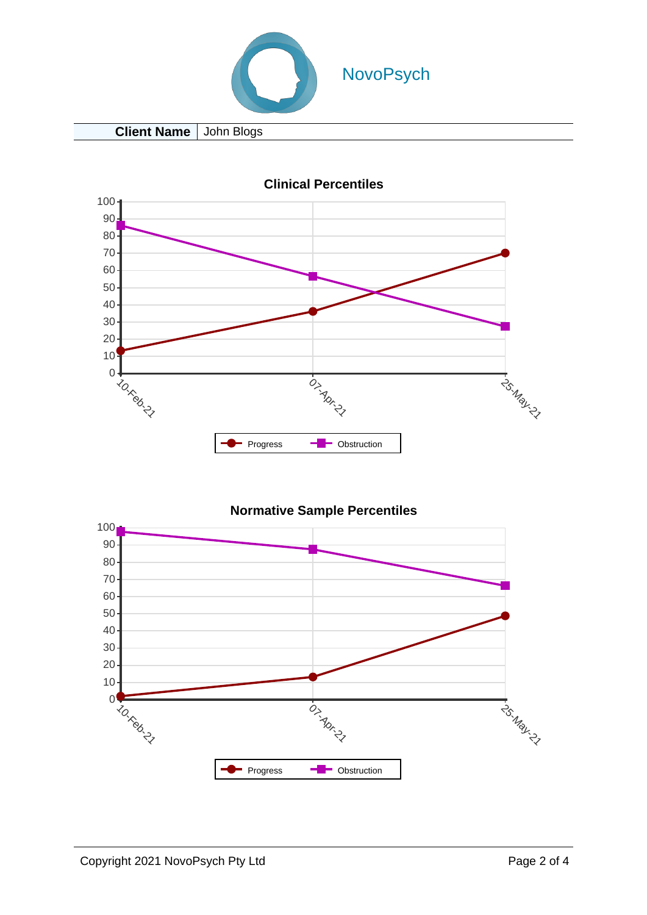| **Client Name** | John Blogs |
|---|---|

**Clinical Percentiles**

Progress | Obstruction

10-Feb-21 | 07-Apr-21 | 25-May-21

**Normative Sample Percentiles**

Progress | Obstruction

10-Feb-21 | 07-Apr-21 | 25-May-21

Copyright 2021 NovoPsych Pty Ltd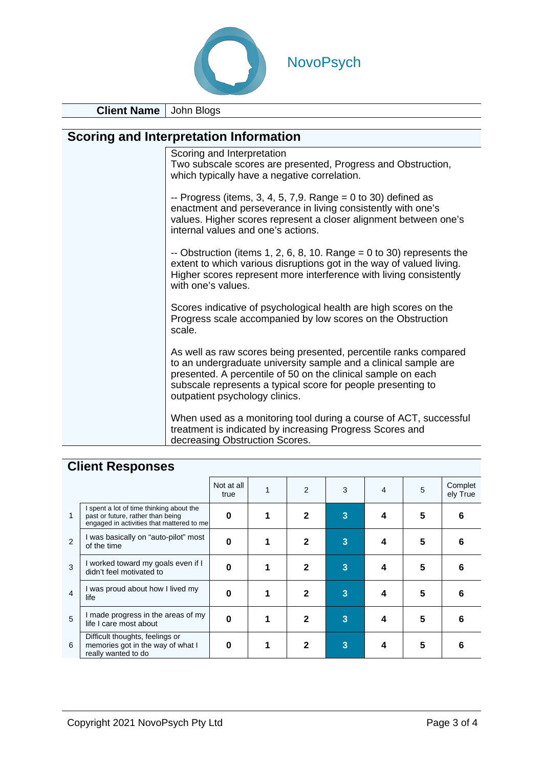NovoPsych

| **Client Name** | John Blogs |
|---|---|

## Scoring and Interpretation Information

Scoring and Interpretation
Two subscale scores are presented, Progress and Obstruction, which typically have a negative correlation.

-- Progress (items, 3, 4, 5, 7,9. Range = 0 to 30) defined as enactment and perseverance in living consistently with one's values. Higher scores represent a closer alignment between one's internal values and one's actions.

-- Obstruction (items 1, 2, 6, 8, 10. Range = 0 to 30) represents the extent to which various disruptions got in the way of valued living. Higher scores represent more interference with living consistently with one's values.

Scores indicative of psychological health are high scores on the Progress scale accompanied by low scores on the Obstruction scale.

As well as raw scores being presented, percentile ranks compared to an undergraduate university sample and a clinical sample are presented. A percentile of 50 on the clinical sample on each subscale represents a typical score for people presenting to outpatient psychology clinics.

When used as a monitoring tool during a course of ACT, successful treatment is indicated by increasing Progress Scores and decreasing Obstruction Scores.

## Client Responses

| | | Not at all true | 1 | 2 | 3 | 4 | 5 | Completely True |
|---|---|---|---|---|---|---|---|---|
| 1 | I spent a lot of time thinking about the past or future, rather than being engaged in activities that mattered to me | 0 | 1 | 2 | **3** | 4 | 5 | 6 |
| 2 | I was basically on "auto-pilot" most of the time | 0 | 1 | 2 | **3** | 4 | 5 | 6 |
| 3 | I worked toward my goals even if I didn't feel motivated to | 0 | 1 | 2 | **3** | 4 | 5 | 6 |
| 4 | I was proud about how I lived my life | 0 | 1 | 2 | **3** | 4 | 5 | 6 |
| 5 | I made progress in the areas of my life I care most about | 0 | 1 | 2 | **3** | 4 | 5 | 6 |
| 6 | Difficult thoughts, feelings or memories got in the way of what I really wanted to do | 0 | 1 | 2 | **3** | 4 | 5 | 6 |

Copyright 2021 NovoPsych Pty Ltd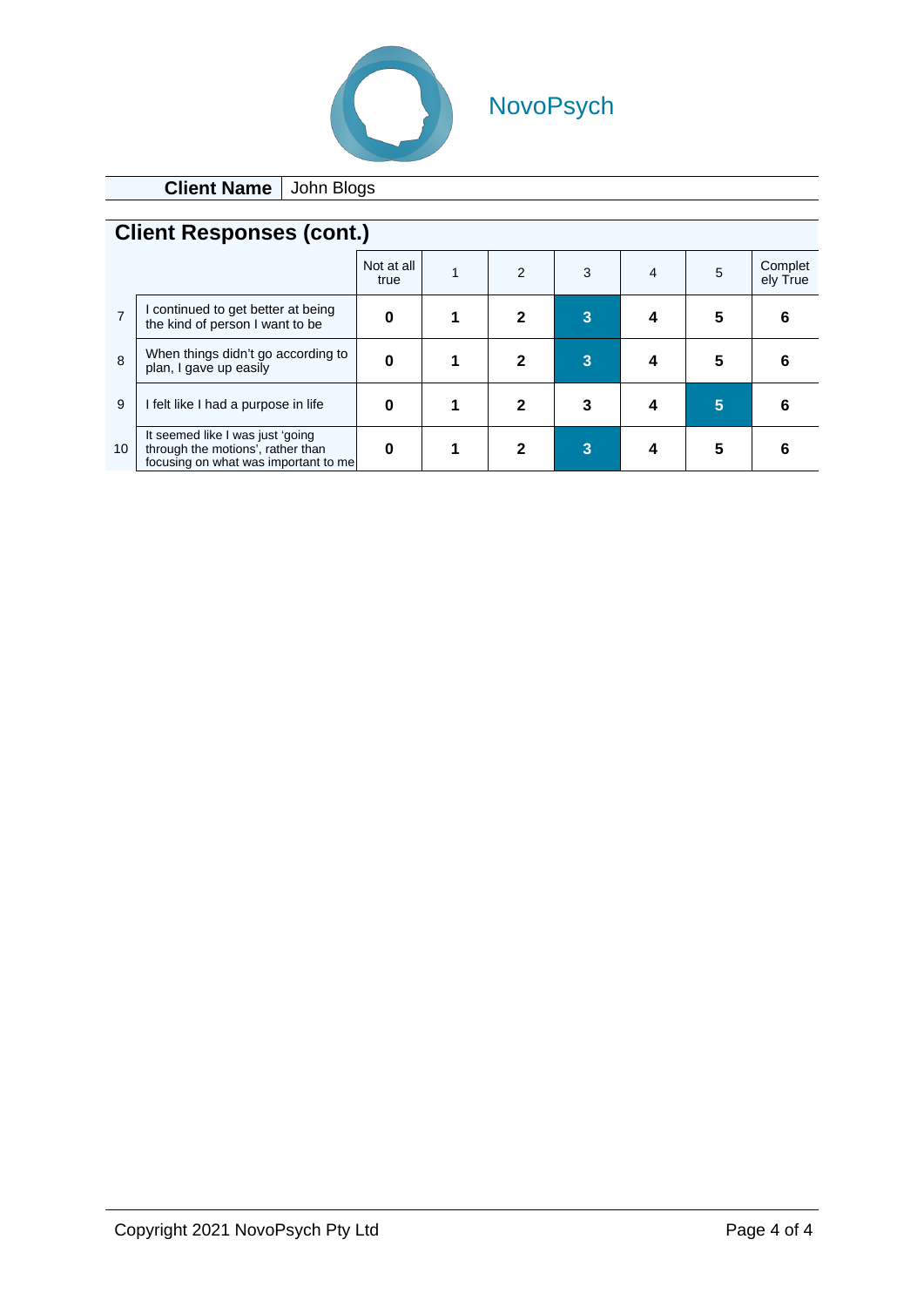NovoPsych

| Client Name | John Blogs |
|---|---|

## Client Responses (cont.)

| | | Not at all true | 1 | 2 | 3 | 4 | 5 | Completely True |
|---|---|---|---|---|---|---|---|---|
| 7 | I continued to get better at being the kind of person I want to be | 0 | 1 | 2 | **3** | 4 | 5 | 6 |
| 8 | When things didn't go according to plan, I gave up easily | 0 | 1 | 2 | **3** | 4 | 5 | 6 |
| 9 | I felt like I had a purpose in life | 0 | 1 | 2 | 3 | 4 | **5** | 6 |
| 10 | It seemed like I was just 'going through the motions', rather than focusing on what was important to me | 0 | 1 | 2 | **3** | 4 | 5 | 6 |

Copyright 2021 NovoPsych Pty Ltd